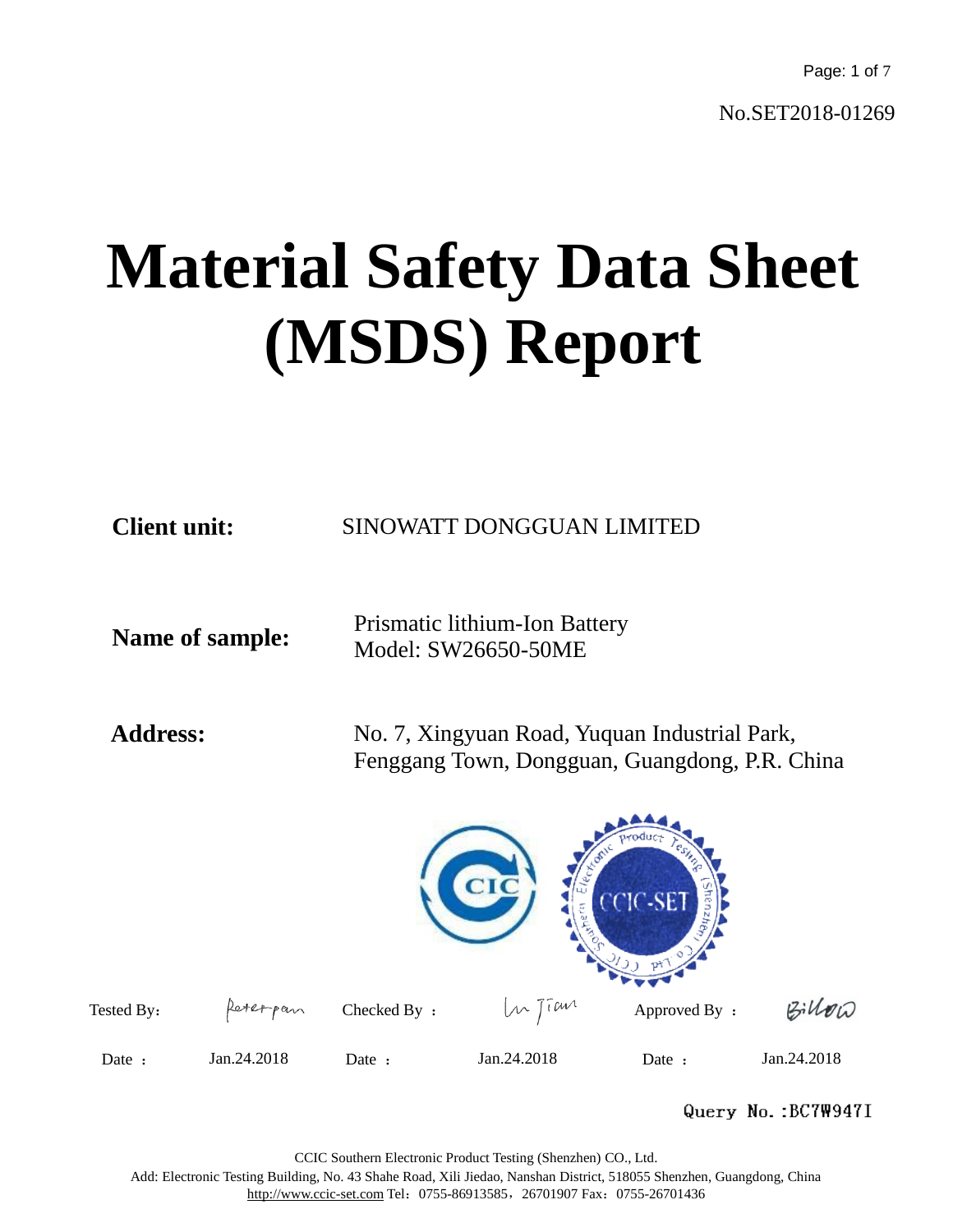No.SET2018-01269

# Material Safety Data Sheet (MSDS) Report

**Client unit:** SINOWATT DONGGUAN LIMITED

**Name of sample:** Prismatic lithium-Ion Battery
Model: SW26650-50ME

**Address:** No. 7, Xingyuan Road, Yuquan Industrial Park, Fenggang Town, Dongguan, Guangdong, P.R. China

| Tested By: | Peterpan | Checked By : | Lu Jian | Approved By : | Billow |
|---|---|---|---|---|---|
| Date : | Jan.24.2018 | Date : | Jan.24.2018 | Date : | Jan.24.2018 |

Query No.:BC7W947I

CCIC Southern Electronic Product Testing (Shenzhen) CO., Ltd.
Add: Electronic Testing Building, No. 43 Shahe Road, Xili Jiedao, Nanshan District, 518055 Shenzhen, Guangdong, China
http://www.ccic-set.com Tel：0755-86913585，26701907 Fax：0755-26701436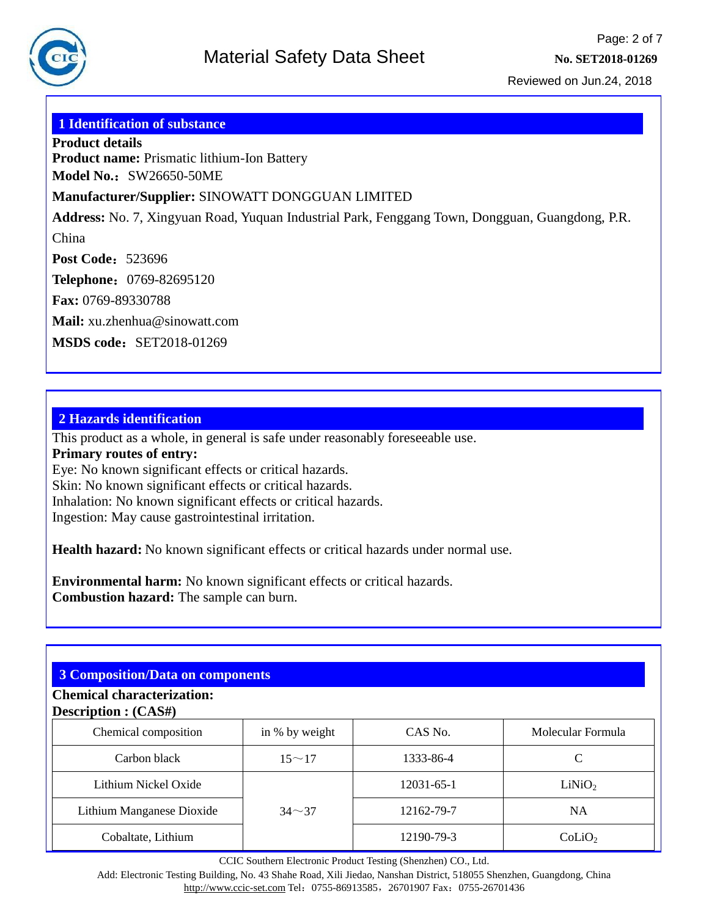## 1 Identification of substance

**Product details**

**Product name:** Prismatic lithium-Ion Battery

**Model No.**：SW26650-50ME

**Manufacturer/Supplier:** SINOWATT DONGGUAN LIMITED

**Address:** No. 7, Xingyuan Road, Yuquan Industrial Park, Fenggang Town, Dongguan, Guangdong, P.R. China

**Post Code**：523696

**Telephone**：0769-82695120

**Fax:** 0769-89330788

**Mail:** xu.zhenhua@sinowatt.com

**MSDS code**：SET2018-01269

## 2 Hazards identification

This product as a whole, in general is safe under reasonably foreseeable use.

**Primary routes of entry:**

Eye: No known significant effects or critical hazards.
Skin: No known significant effects or critical hazards.
Inhalation: No known significant effects or critical hazards.
Ingestion: May cause gastrointestinal irritation.

**Health hazard:** No known significant effects or critical hazards under normal use.

**Environmental harm:** No known significant effects or critical hazards.
**Combustion hazard:** The sample can burn.

## 3 Composition/Data on components

**Chemical characterization:**
**Description : (CAS#)**

| Chemical composition | in % by weight | CAS No. | Molecular Formula |
|---|---|---|---|
| Carbon black | 15～17 | 1333-86-4 | C |
| Lithium Nickel Oxide | 34～37 | 12031-65-1 | $LiNiO_2$ |
| Lithium Manganese Dioxide | | 12162-79-7 | NA |
| Cobaltate, Lithium | | 12190-79-3 | $CoLiO_2$ |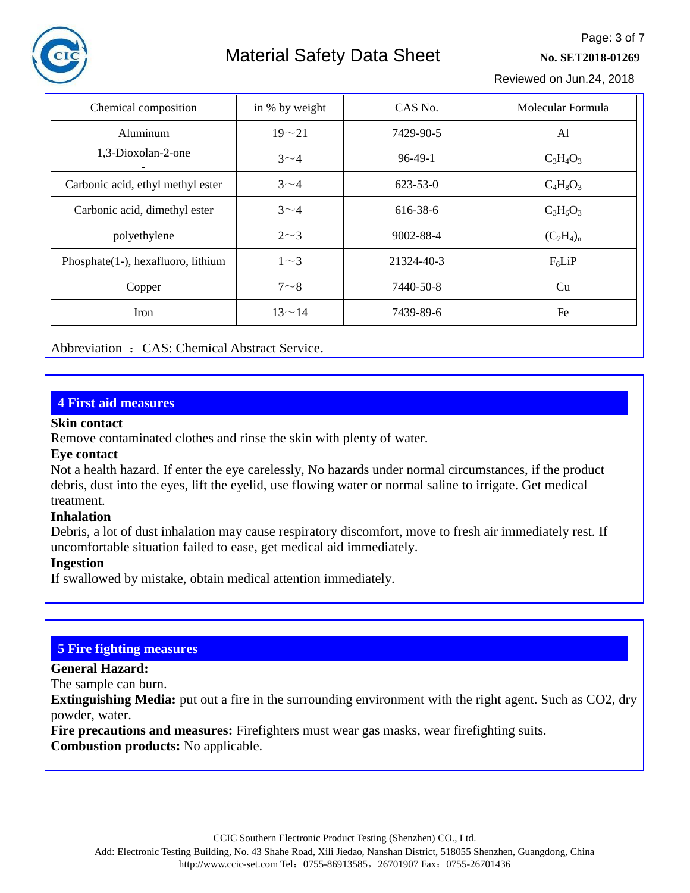| Chemical composition | in % by weight | CAS No. | Molecular Formula |
| --- | --- | --- | --- |
| Aluminum | 19～21 | 7429-90-5 | Al |
| 1,3-Dioxolan-2-one - | 3～4 | 96-49-1 | $C_3H_4O_3$ |
| Carbonic acid, ethyl methyl ester | 3～4 | 623-53-0 | $C_4H_8O_3$ |
| Carbonic acid, dimethyl ester | 3～4 | 616-38-6 | $C_3H_6O_3$ |
| polyethylene | 2～3 | 9002-88-4 | $(C_2H_4)_n$ |
| Phosphate(1-), hexafluoro, lithium | 1～3 | 21324-40-3 | $F_6LiP$ |
| Copper | 7～8 | 7440-50-8 | Cu |
| Iron | 13～14 | 7439-89-6 | Fe |

Abbreviation ： CAS: Chemical Abstract Service.

## 4 First aid measures

**Skin contact**

Remove contaminated clothes and rinse the skin with plenty of water.

**Eye contact**

Not a health hazard. If enter the eye carelessly, No hazards under normal circumstances, if the product debris, dust into the eyes, lift the eyelid, use flowing water or normal saline to irrigate. Get medical treatment.

**Inhalation**

Debris, a lot of dust inhalation may cause respiratory discomfort, move to fresh air immediately rest. If uncomfortable situation failed to ease, get medical aid immediately.

**Ingestion**

If swallowed by mistake, obtain medical attention immediately.

## 5 Fire fighting measures

**General Hazard:**

The sample can burn.

**Extinguishing Media:** put out a fire in the surrounding environment with the right agent. Such as CO2, dry powder, water.

**Fire precautions and measures:** Firefighters must wear gas masks, wear firefighting suits.

**Combustion products:** No applicable.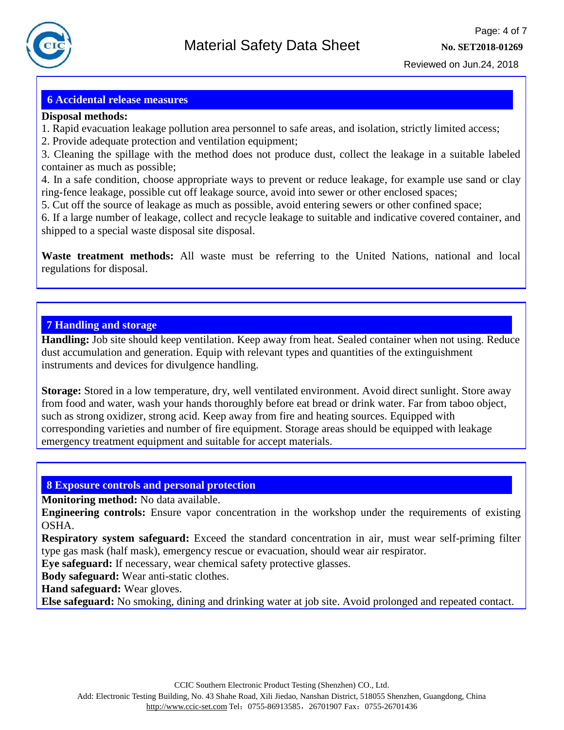## 6 Accidental release measures

**Disposal methods:**

1. Rapid evacuation leakage pollution area personnel to safe areas, and isolation, strictly limited access;
2. Provide adequate protection and ventilation equipment;
3. Cleaning the spillage with the method does not produce dust, collect the leakage in a suitable labeled container as much as possible;
4. In a safe condition, choose appropriate ways to prevent or reduce leakage, for example use sand or clay ring-fence leakage, possible cut off leakage source, avoid into sewer or other enclosed spaces;
5. Cut off the source of leakage as much as possible, avoid entering sewers or other confined space;
6. If a large number of leakage, collect and recycle leakage to suitable and indicative covered container, and shipped to a special waste disposal site disposal.

**Waste treatment methods:** All waste must be referring to the United Nations, national and local regulations for disposal.

## 7 Handling and storage

**Handling:** Job site should keep ventilation. Keep away from heat. Sealed container when not using. Reduce dust accumulation and generation. Equip with relevant types and quantities of the extinguishment instruments and devices for divulgence handling.

**Storage:** Stored in a low temperature, dry, well ventilated environment. Avoid direct sunlight. Store away from food and water, wash your hands thoroughly before eat bread or drink water. Far from taboo object, such as strong oxidizer, strong acid. Keep away from fire and heating sources. Equipped with corresponding varieties and number of fire equipment. Storage areas should be equipped with leakage emergency treatment equipment and suitable for accept materials.

## 8 Exposure controls and personal protection

**Monitoring method:** No data available.

**Engineering controls:** Ensure vapor concentration in the workshop under the requirements of existing OSHA.

**Respiratory system safeguard:** Exceed the standard concentration in air, must wear self-priming filter type gas mask (half mask), emergency rescue or evacuation, should wear air respirator.

**Eye safeguard:** If necessary, wear chemical safety protective glasses.

**Body safeguard:** Wear anti-static clothes.

**Hand safeguard:** Wear gloves.

**Else safeguard:** No smoking, dining and drinking water at job site. Avoid prolonged and repeated contact.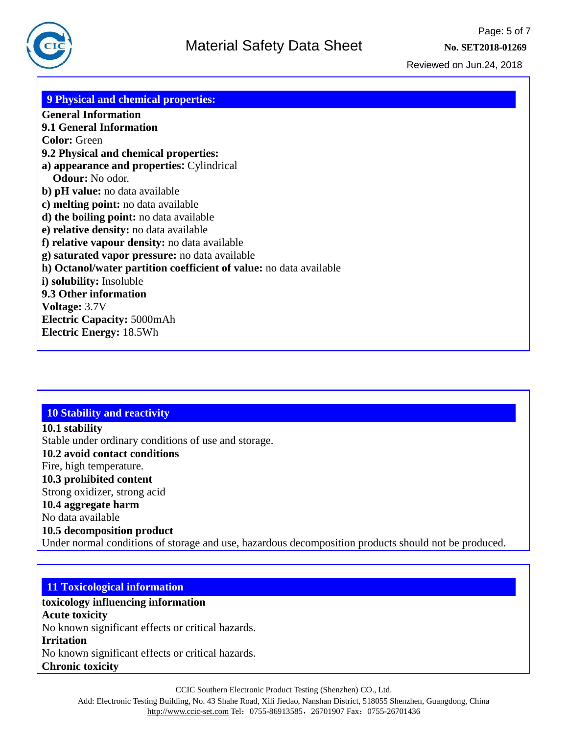## 9 Physical and chemical properties:

**General Information**

**9.1 General Information**

**Color:** Green

**9.2 Physical and chemical properties:**

**a) appearance and properties:** Cylindrical

**Odour:** No odor.

**b) pH value:** no data available

**c) melting point:** no data available

**d) the boiling point:** no data available

**e) relative density:** no data available

**f) relative vapour density:** no data available

**g) saturated vapor pressure:** no data available

**h) Octanol/water partition coefficient of value:** no data available

**i) solubility:** Insoluble

**9.3 Other information**

**Voltage:** 3.7V

**Electric Capacity:** 5000mAh

**Electric Energy:** 18.5Wh

## 10 Stability and reactivity

**10.1 stability**

Stable under ordinary conditions of use and storage.

**10.2 avoid contact conditions**

Fire, high temperature.

**10.3 prohibited content**

Strong oxidizer, strong acid

**10.4 aggregate harm**

No data available

**10.5 decomposition product**

Under normal conditions of storage and use, hazardous decomposition products should not be produced.

## 11 Toxicological information

**toxicology influencing information**

**Acute toxicity**

No known significant effects or critical hazards.

**Irritation**

No known significant effects or critical hazards.

**Chronic toxicity**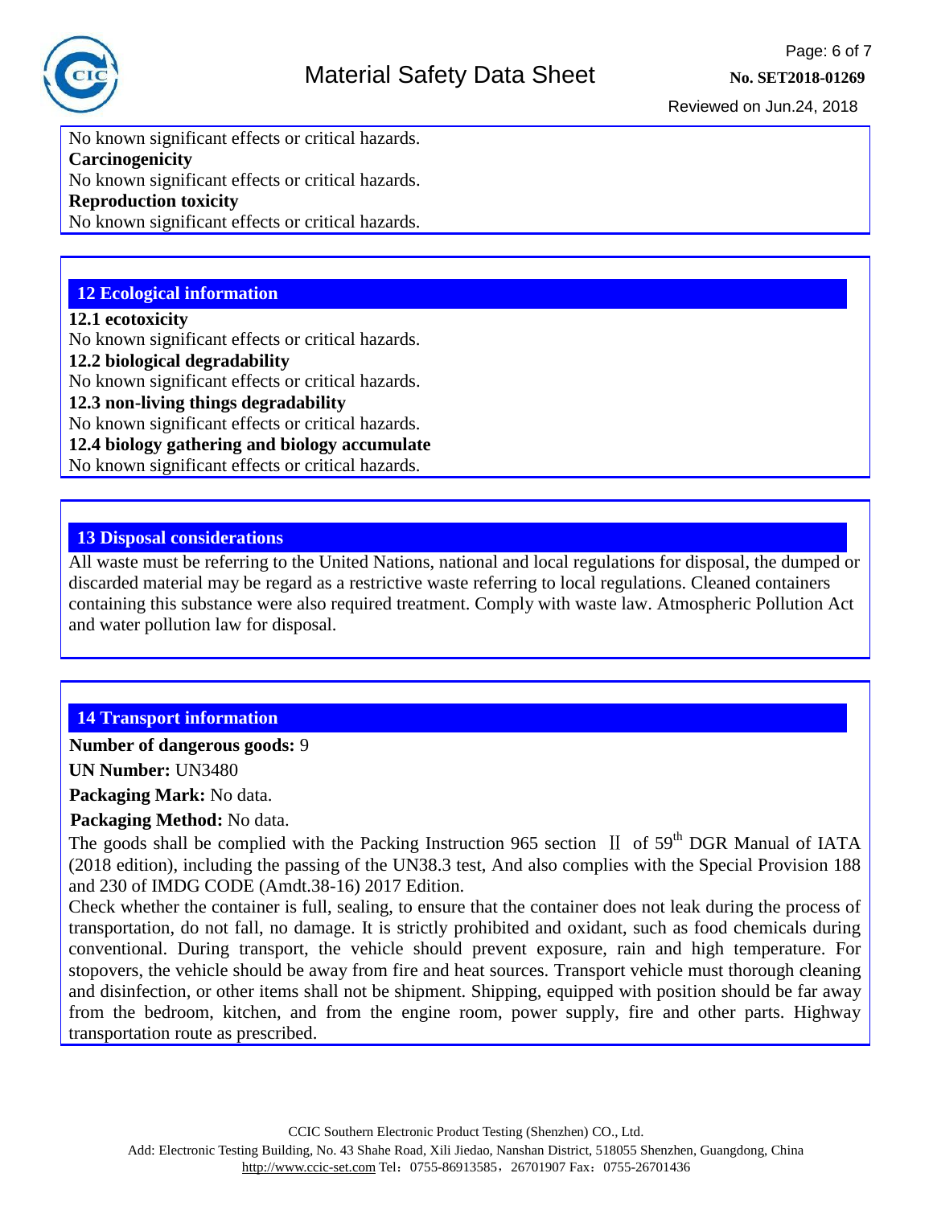No known significant effects or critical hazards.

**Carcinogenicity**

No known significant effects or critical hazards.

**Reproduction toxicity**

No known significant effects or critical hazards.

## 12 Ecological information

**12.1 ecotoxicity**

No known significant effects or critical hazards.

**12.2 biological degradability**

No known significant effects or critical hazards.

**12.3 non-living things degradability**

No known significant effects or critical hazards.

**12.4 biology gathering and biology accumulate**

No known significant effects or critical hazards.

## 13 Disposal considerations

All waste must be referring to the United Nations, national and local regulations for disposal, the dumped or discarded material may be regard as a restrictive waste referring to local regulations. Cleaned containers containing this substance were also required treatment. Comply with waste law. Atmospheric Pollution Act and water pollution law for disposal.

## 14 Transport information

**Number of dangerous goods:** 9

**UN Number:** UN3480

**Packaging Mark:** No data.

**Packaging Method:** No data.

The goods shall be complied with the Packing Instruction 965 section Ⅱ of 59th DGR Manual of IATA (2018 edition), including the passing of the UN38.3 test, And also complies with the Special Provision 188 and 230 of IMDG CODE (Amdt.38-16) 2017 Edition.

Check whether the container is full, sealing, to ensure that the container does not leak during the process of transportation, do not fall, no damage. It is strictly prohibited and oxidant, such as food chemicals during conventional. During transport, the vehicle should prevent exposure, rain and high temperature. For stopovers, the vehicle should be away from fire and heat sources. Transport vehicle must thorough cleaning and disinfection, or other items shall not be shipment. Shipping, equipped with position should be far away from the bedroom, kitchen, and from the engine room, power supply, fire and other parts. Highway transportation route as prescribed.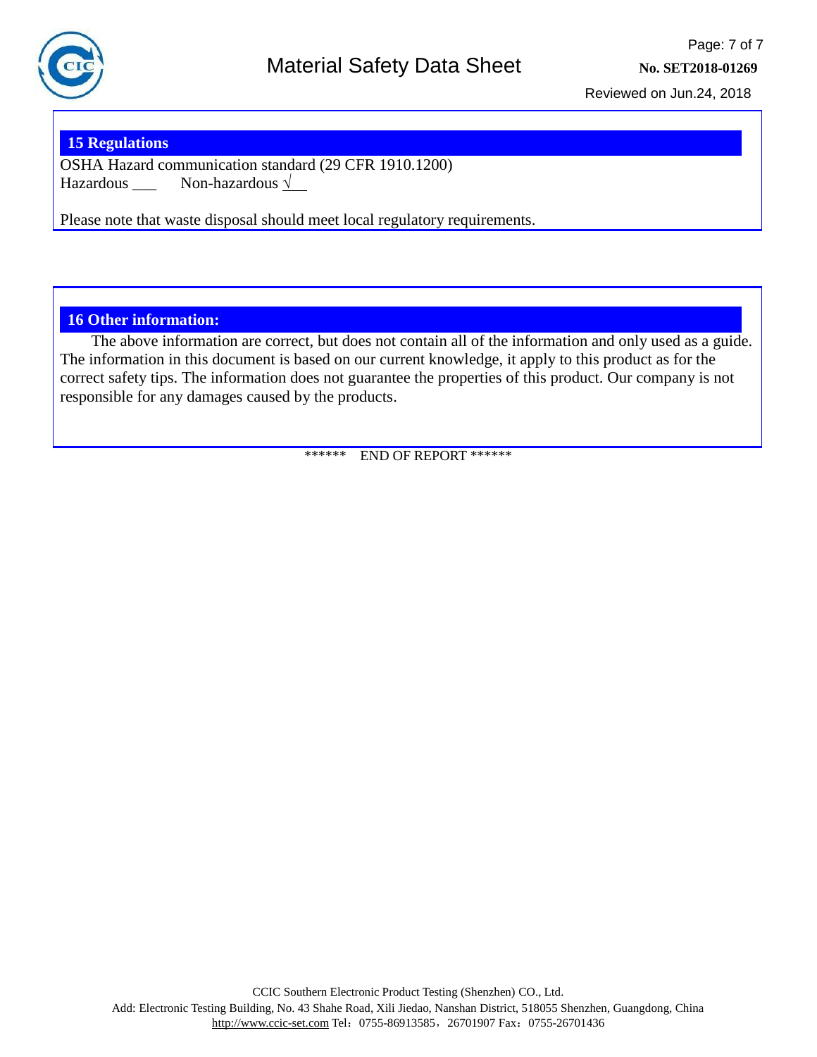## 15 Regulations

OSHA Hazard communication standard (29 CFR 1910.1200)
Hazardous ___ Non-hazardous √__

Please note that waste disposal should meet local regulatory requirements.

## 16 Other information:

The above information are correct, but does not contain all of the information and only used as a guide. The information in this document is based on our current knowledge, it apply to this product as for the correct safety tips. The information does not guarantee the properties of this product. Our company is not responsible for any damages caused by the products.

****** END OF REPORT ******